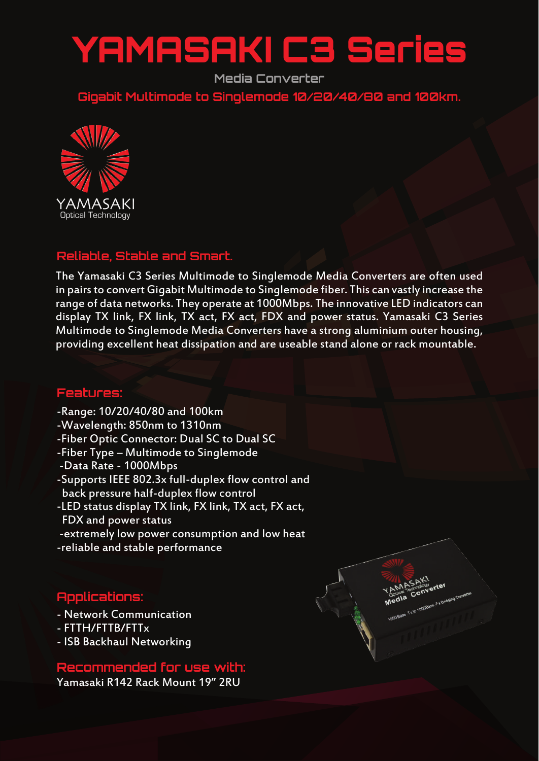# YAMASAKI C3 Series

Media Converter

Gigabit Multimode to Singlemode 10/20/40/80 and 100km.

YAMASAKI
Optical Technology

## Reliable, Stable and Smart.

The Yamasaki C3 Series Multimode to Singlemode Media Converters are often used in pairs to convert Gigabit Multimode to Singlemode fiber. This can vastly increase the range of data networks. They operate at 1000Mbps. The innovative LED indicators can display TX link, FX link, TX act, FX act, FDX and power status. Yamasaki C3 Series Multimode to Singlemode Media Converters have a strong aluminium outer housing, providing excellent heat dissipation and are useable stand alone or rack mountable.

## Features:

- -Range: 10/20/40/80 and 100km
- -Wavelength: 850nm to 1310nm
- -Fiber Optic Connector: Dual SC to Dual SC
- -Fiber Type – Multimode to Singlemode
- -Data Rate - 1000Mbps
- -Supports IEEE 802.3x full-duplex flow control and back pressure half-duplex flow control
- -LED status display TX link, FX link, TX act, FX act, FDX and power status
- -extremely low power consumption and low heat
- -reliable and stable performance

## Applications:

- Network Communication
- FTTH/FTTB/FTTx
- ISB Backhaul Networking

## Recommended for use with:

Yamasaki R142 Rack Mount 19" 2RU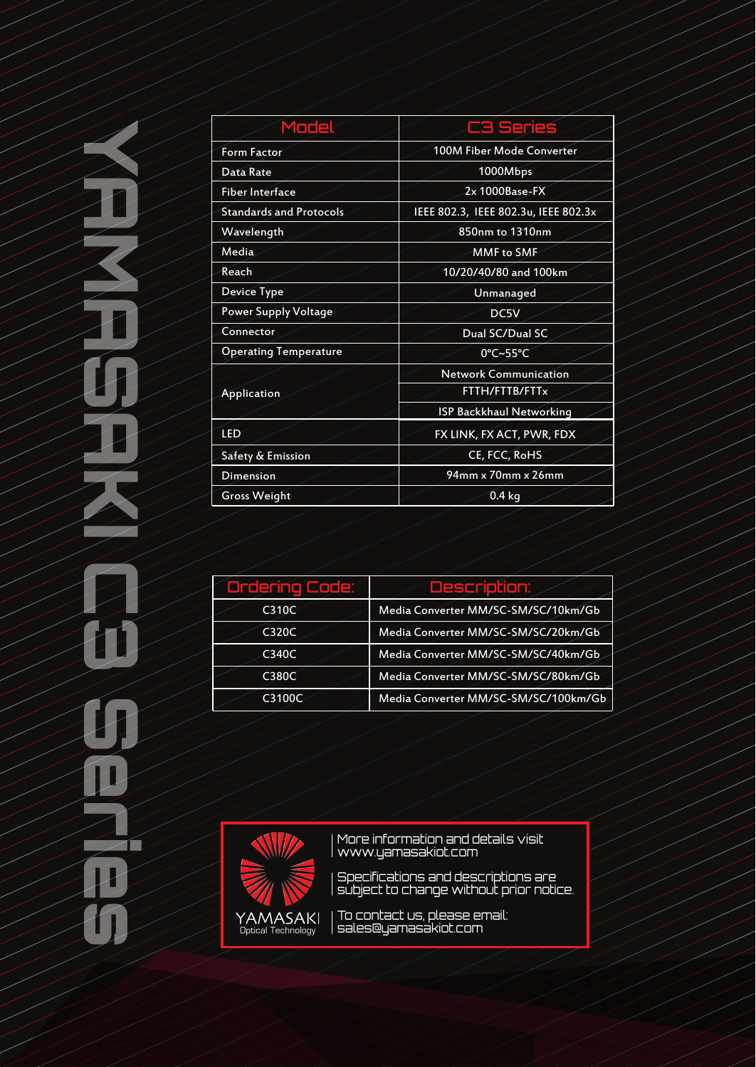# YAMASAKI C3 Series

| Model | C3 Series |
|---|---|
| Form Factor | 100M Fiber Mode Converter |
| Data Rate | 1000Mbps |
| Fiber Interface | 2x 1000Base-FX |
| Standards and Protocols | IEEE 802.3, IEEE 802.3u, IEEE 802.3x |
| Wavelength | 850nm to 1310nm |
| Media | MMF to SMF |
| Reach | 10/20/40/80 and 100km |
| Device Type | Unmanaged |
| Power Supply Voltage | DC5V |
| Connector | Dual SC/Dual SC |
| Operating Temperature | 0°C~55°C |
| Application | Network Communication |
| | FTTH/FTTB/FTTx |
| | ISP Backkhaul Networking |
| LED | FX LINK, FX ACT, PWR, FDX |
| Safety & Emission | CE, FCC, RoHS |
| Dimension | 94mm x 70mm x 26mm |
| Gross Weight | 0.4 kg |

| Ordering Code: | Description: |
|---|---|
| C310C | Media Converter MM/SC-SM/SC/10km/Gb |
| C320C | Media Converter MM/SC-SM/SC/20km/Gb |
| C340C | Media Converter MM/SC-SM/SC/40km/Gb |
| C380C | Media Converter MM/SC-SM/SC/80km/Gb |
| C3100C | Media Converter MM/SC-SM/SC/100km/Gb |

YAMASAKI
Optical Technology

More information and details visit
www.yamasakiot.com

Specifications and descriptions are subject to change without prior notice.

To contact us, please email:
sales@yamasakiot.com